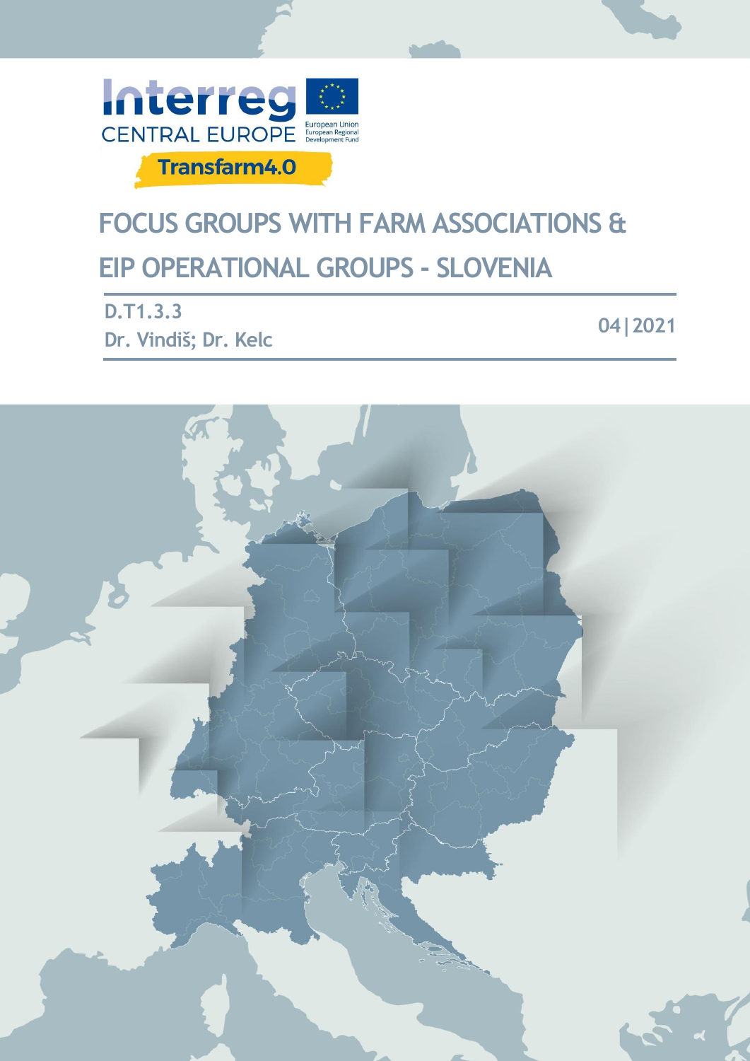Interreg
CENTRAL EUROPE

European Union
European Regional Development Fund

Transfarm4.0

# FOCUS GROUPS WITH FARM ASSOCIATIONS & EIP OPERATIONAL GROUPS - SLOVENIA

**D.T1.3.3**

**Dr. Vindiš; Dr. Kelc**

**04|2021**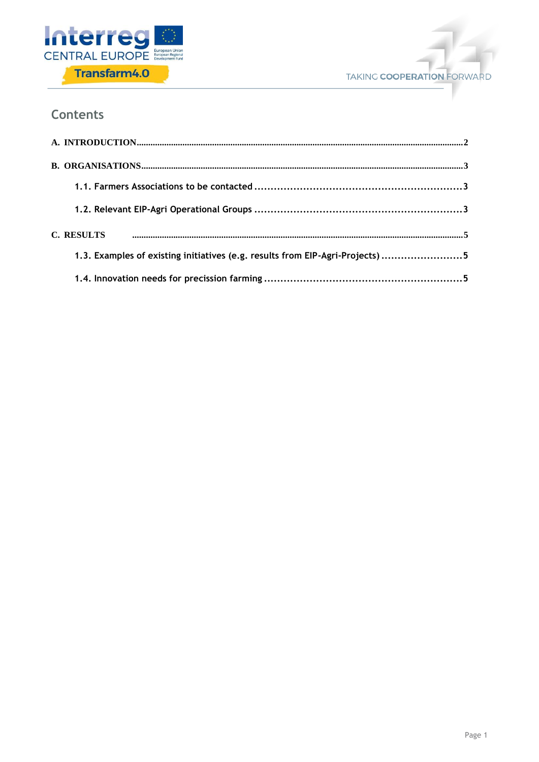## Contents

A. INTRODUCTION ........................................................................ 2

B. ORGANISATIONS ........................................................................ 3

- 1.1. Farmers Associations to be contacted ........................................................................ 3
- 1.2. Relevant EIP-Agri Operational Groups ........................................................................ 3

C. RESULTS ........................................................................ 5

- 1.3. Examples of existing initiatives (e.g. results from EIP-Agri-Projects) ........................ 5
- 1.4. Innovation needs for precission farming ........................................................................ 5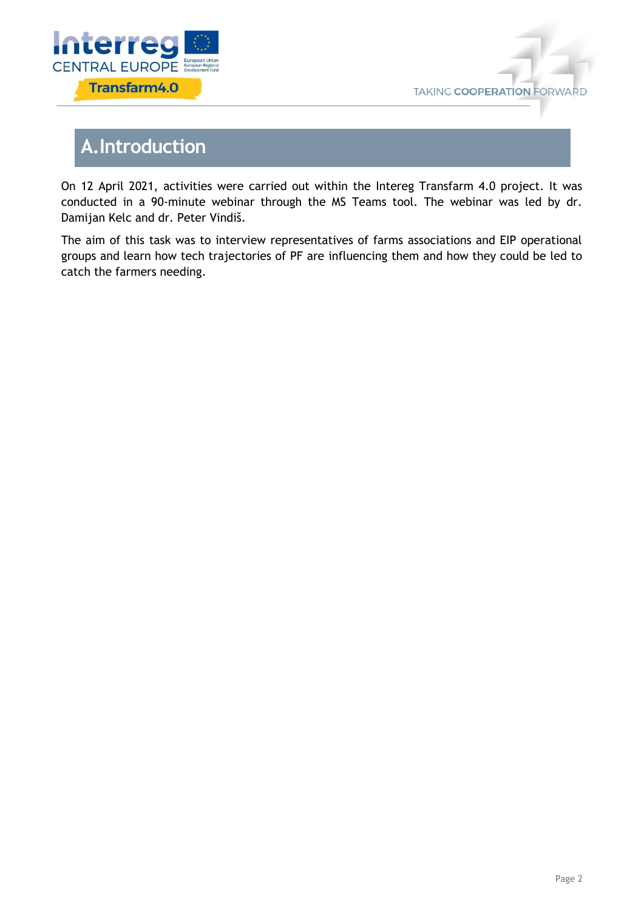# A. Introduction

On 12 April 2021, activities were carried out within the Intereg Transfarm 4.0 project. It was conducted in a 90-minute webinar through the MS Teams tool. The webinar was led by dr. Damijan Kelc and dr. Peter Vindiš.

The aim of this task was to interview representatives of farms associations and EIP operational groups and learn how tech trajectories of PF are influencing them and how they could be led to catch the farmers needing.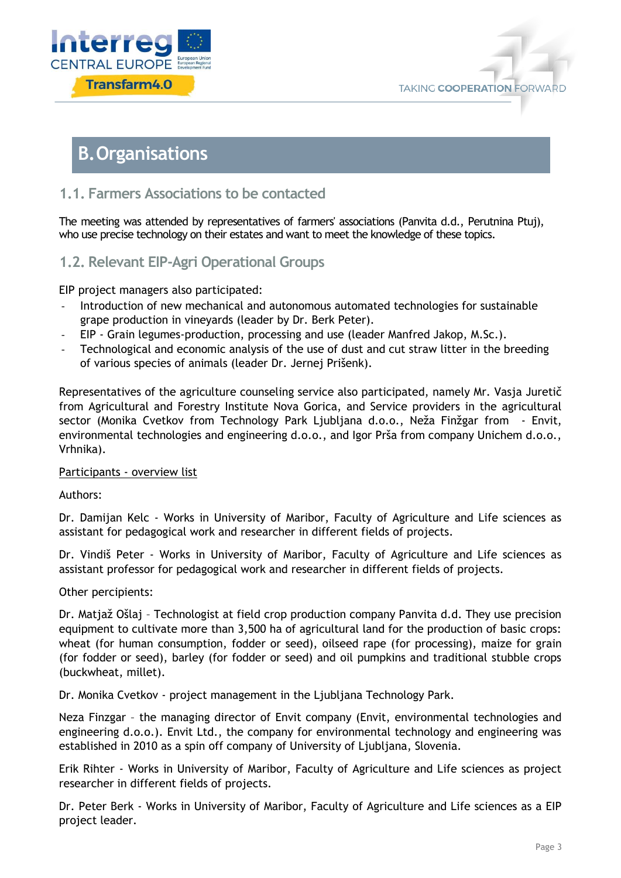# B. Organisations

## 1.1. Farmers Associations to be contacted

The meeting was attended by representatives of farmers' associations (Panvita d.d., Perutnina Ptuj), who use precise technology on their estates and want to meet the knowledge of these topics.

## 1.2. Relevant EIP-Agri Operational Groups

EIP project managers also participated:

- Introduction of new mechanical and autonomous automated technologies for sustainable grape production in vineyards (leader by Dr. Berk Peter).
- EIP - Grain legumes-production, processing and use (leader Manfred Jakop, M.Sc.).
- Technological and economic analysis of the use of dust and cut straw litter in the breeding of various species of animals (leader Dr. Jernej Prišenk).

Representatives of the agriculture counseling service also participated, namely Mr. Vasja Juretič from Agricultural and Forestry Institute Nova Gorica, and Service providers in the agricultural sector (Monika Cvetkov from Technology Park Ljubljana d.o.o., Neža Finžgar from - Envit, environmental technologies and engineering d.o.o., and Igor Prša from company Unichem d.o.o., Vrhnika).

Participants - overview list

Authors:

Dr. Damijan Kelc - Works in University of Maribor, Faculty of Agriculture and Life sciences as assistant for pedagogical work and researcher in different fields of projects.

Dr. Vindiš Peter - Works in University of Maribor, Faculty of Agriculture and Life sciences as assistant professor for pedagogical work and researcher in different fields of projects.

Other percipients:

Dr. Matjaž Ošlaj – Technologist at field crop production company Panvita d.d. They use precision equipment to cultivate more than 3,500 ha of agricultural land for the production of basic crops: wheat (for human consumption, fodder or seed), oilseed rape (for processing), maize for grain (for fodder or seed), barley (for fodder or seed) and oil pumpkins and traditional stubble crops (buckwheat, millet).

Dr. Monika Cvetkov - project management in the Ljubljana Technology Park.

Neza Finzgar – the managing director of Envit company (Envit, environmental technologies and engineering d.o.o.). Envit Ltd., the company for environmental technology and engineering was established in 2010 as a spin off company of University of Ljubljana, Slovenia.

Erik Rihter - Works in University of Maribor, Faculty of Agriculture and Life sciences as project researcher in different fields of projects.

Dr. Peter Berk - Works in University of Maribor, Faculty of Agriculture and Life sciences as a EIP project leader.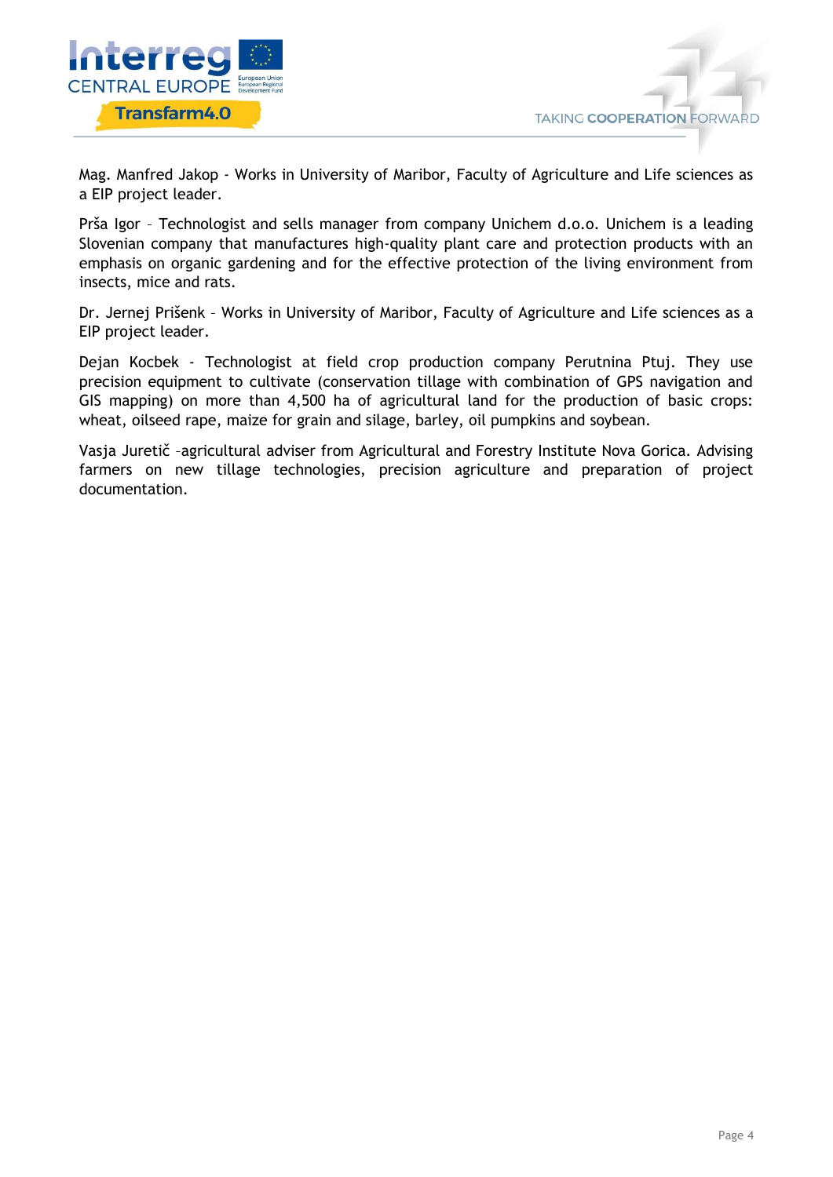Mag. Manfred Jakop - Works in University of Maribor, Faculty of Agriculture and Life sciences as a EIP project leader.

Prša Igor – Technologist and sells manager from company Unichem d.o.o. Unichem is a leading Slovenian company that manufactures high-quality plant care and protection products with an emphasis on organic gardening and for the effective protection of the living environment from insects, mice and rats.

Dr. Jernej Prišenk – Works in University of Maribor, Faculty of Agriculture and Life sciences as a EIP project leader.

Dejan Kocbek - Technologist at field crop production company Perutnina Ptuj. They use precision equipment to cultivate (conservation tillage with combination of GPS navigation and GIS mapping) on more than 4,500 ha of agricultural land for the production of basic crops: wheat, oilseed rape, maize for grain and silage, barley, oil pumpkins and soybean.

Vasja Juretič –agricultural adviser from Agricultural and Forestry Institute Nova Gorica. Advising farmers on new tillage technologies, precision agriculture and preparation of project documentation.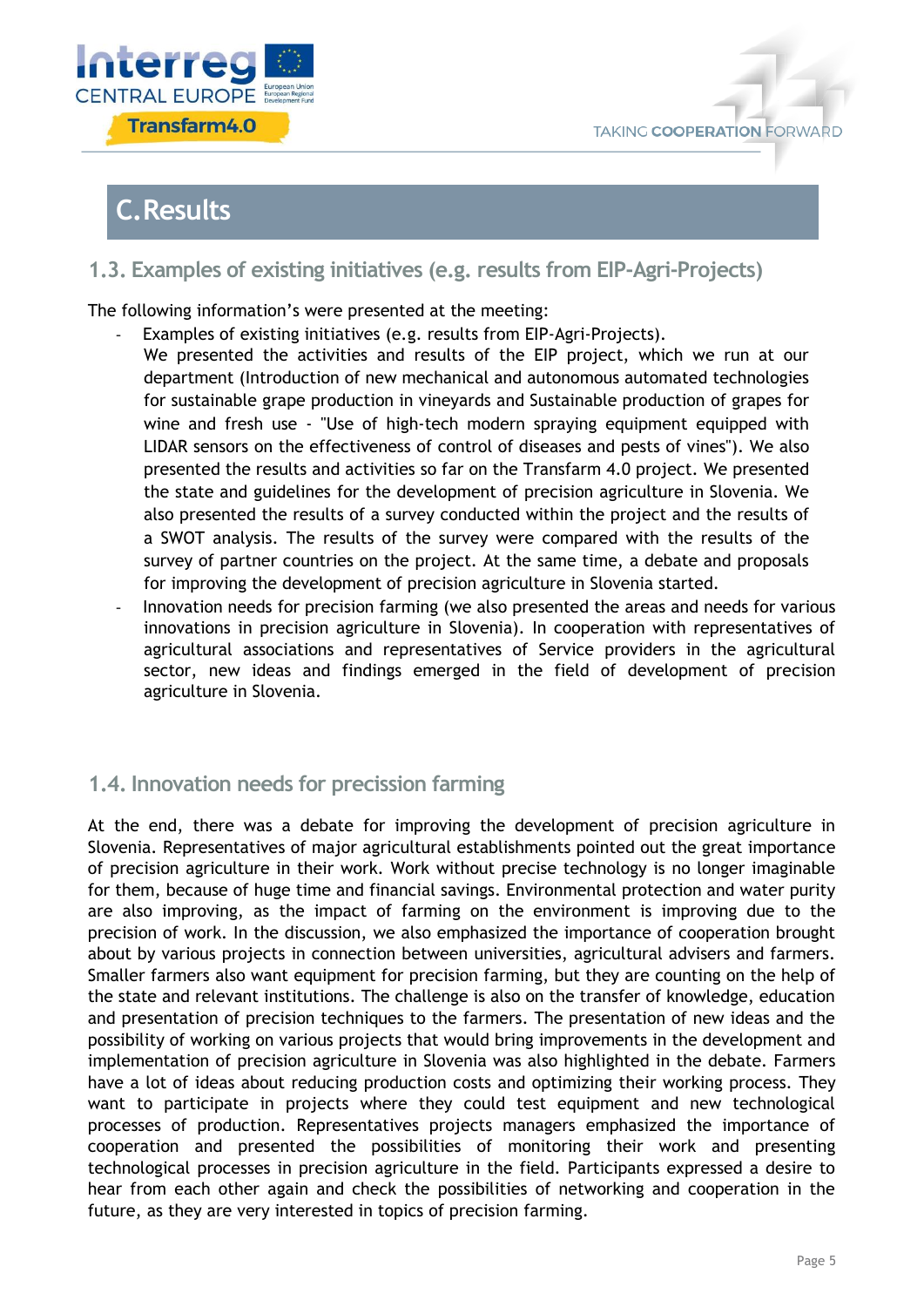# C. Results

## 1.3. Examples of existing initiatives (e.g. results from EIP-Agri-Projects)

The following information's were presented at the meeting:

- Examples of existing initiatives (e.g. results from EIP-Agri-Projects).
  We presented the activities and results of the EIP project, which we run at our department (Introduction of new mechanical and autonomous automated technologies for sustainable grape production in vineyards and Sustainable production of grapes for wine and fresh use - "Use of high-tech modern spraying equipment equipped with LIDAR sensors on the effectiveness of control of diseases and pests of vines"). We also presented the results and activities so far on the Transfarm 4.0 project. We presented the state and guidelines for the development of precision agriculture in Slovenia. We also presented the results of a survey conducted within the project and the results of a SWOT analysis. The results of the survey were compared with the results of the survey of partner countries on the project. At the same time, a debate and proposals for improving the development of precision agriculture in Slovenia started.
- Innovation needs for precision farming (we also presented the areas and needs for various innovations in precision agriculture in Slovenia). In cooperation with representatives of agricultural associations and representatives of Service providers in the agricultural sector, new ideas and findings emerged in the field of development of precision agriculture in Slovenia.

## 1.4. Innovation needs for precission farming

At the end, there was a debate for improving the development of precision agriculture in Slovenia. Representatives of major agricultural establishments pointed out the great importance of precision agriculture in their work. Work without precise technology is no longer imaginable for them, because of huge time and financial savings. Environmental protection and water purity are also improving, as the impact of farming on the environment is improving due to the precision of work. In the discussion, we also emphasized the importance of cooperation brought about by various projects in connection between universities, agricultural advisers and farmers. Smaller farmers also want equipment for precision farming, but they are counting on the help of the state and relevant institutions. The challenge is also on the transfer of knowledge, education and presentation of precision techniques to the farmers. The presentation of new ideas and the possibility of working on various projects that would bring improvements in the development and implementation of precision agriculture in Slovenia was also highlighted in the debate. Farmers have a lot of ideas about reducing production costs and optimizing their working process. They want to participate in projects where they could test equipment and new technological processes of production. Representatives projects managers emphasized the importance of cooperation and presented the possibilities of monitoring their work and presenting technological processes in precision agriculture in the field. Participants expressed a desire to hear from each other again and check the possibilities of networking and cooperation in the future, as they are very interested in topics of precision farming.